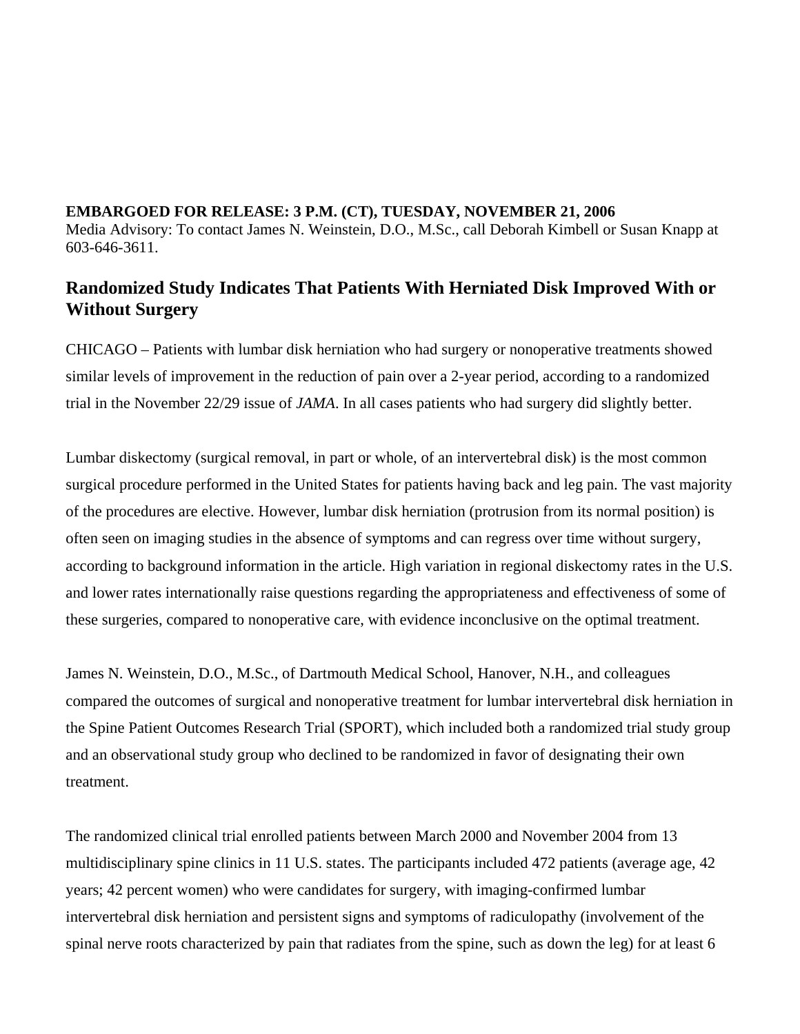**EMBARGOED FOR RELEASE: 3 P.M. (CT), TUESDAY, NOVEMBER 21, 2006**
Media Advisory: To contact James N. Weinstein, D.O., M.Sc., call Deborah Kimbell or Susan Knapp at 603-646-3611.

## Randomized Study Indicates That Patients With Herniated Disk Improved With or Without Surgery

CHICAGO – Patients with lumbar disk herniation who had surgery or nonoperative treatments showed similar levels of improvement in the reduction of pain over a 2-year period, according to a randomized trial in the November 22/29 issue of *JAMA*. In all cases patients who had surgery did slightly better.

Lumbar diskectomy (surgical removal, in part or whole, of an intervertebral disk) is the most common surgical procedure performed in the United States for patients having back and leg pain. The vast majority of the procedures are elective. However, lumbar disk herniation (protrusion from its normal position) is often seen on imaging studies in the absence of symptoms and can regress over time without surgery, according to background information in the article. High variation in regional diskectomy rates in the U.S. and lower rates internationally raise questions regarding the appropriateness and effectiveness of some of these surgeries, compared to nonoperative care, with evidence inconclusive on the optimal treatment.

James N. Weinstein, D.O., M.Sc., of Dartmouth Medical School, Hanover, N.H., and colleagues compared the outcomes of surgical and nonoperative treatment for lumbar intervertebral disk herniation in the Spine Patient Outcomes Research Trial (SPORT), which included both a randomized trial study group and an observational study group who declined to be randomized in favor of designating their own treatment.

The randomized clinical trial enrolled patients between March 2000 and November 2004 from 13 multidisciplinary spine clinics in 11 U.S. states. The participants included 472 patients (average age, 42 years; 42 percent women) who were candidates for surgery, with imaging-confirmed lumbar intervertebral disk herniation and persistent signs and symptoms of radiculopathy (involvement of the spinal nerve roots characterized by pain that radiates from the spine, such as down the leg) for at least 6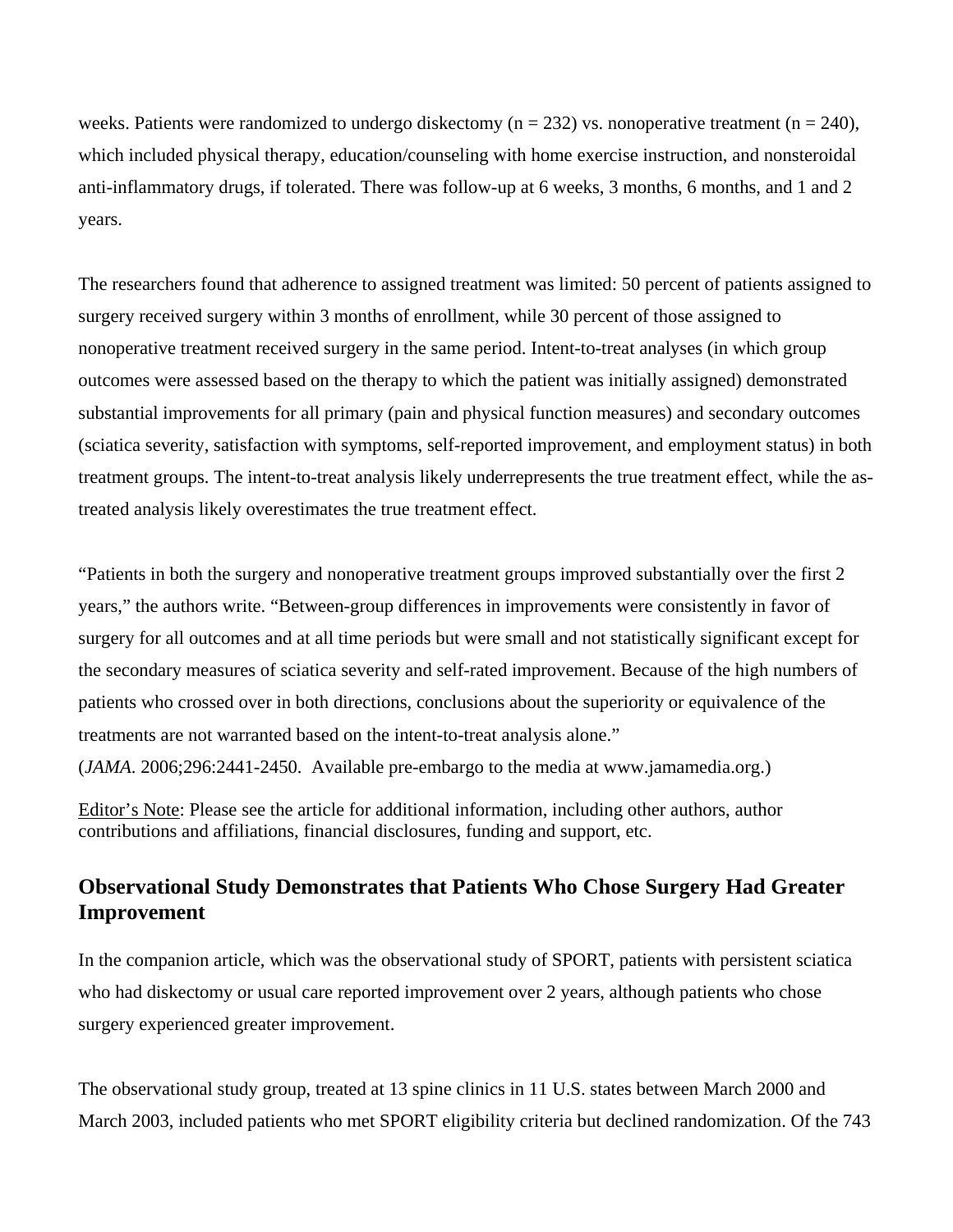weeks. Patients were randomized to undergo diskectomy (n = 232) vs. nonoperative treatment (n = 240), which included physical therapy, education/counseling with home exercise instruction, and nonsteroidal anti-inflammatory drugs, if tolerated. There was follow-up at 6 weeks, 3 months, 6 months, and 1 and 2 years.

The researchers found that adherence to assigned treatment was limited: 50 percent of patients assigned to surgery received surgery within 3 months of enrollment, while 30 percent of those assigned to nonoperative treatment received surgery in the same period. Intent-to-treat analyses (in which group outcomes were assessed based on the therapy to which the patient was initially assigned) demonstrated substantial improvements for all primary (pain and physical function measures) and secondary outcomes (sciatica severity, satisfaction with symptoms, self-reported improvement, and employment status) in both treatment groups. The intent-to-treat analysis likely underrepresents the true treatment effect, while the as-treated analysis likely overestimates the true treatment effect.

"Patients in both the surgery and nonoperative treatment groups improved substantially over the first 2 years," the authors write. "Between-group differences in improvements were consistently in favor of surgery for all outcomes and at all time periods but were small and not statistically significant except for the secondary measures of sciatica severity and self-rated improvement. Because of the high numbers of patients who crossed over in both directions, conclusions about the superiority or equivalence of the treatments are not warranted based on the intent-to-treat analysis alone."
(*JAMA*. 2006;296:2441-2450. Available pre-embargo to the media at www.jamamedia.org.)

Editor's Note: Please see the article for additional information, including other authors, author contributions and affiliations, financial disclosures, funding and support, etc.

## Observational Study Demonstrates that Patients Who Chose Surgery Had Greater Improvement

In the companion article, which was the observational study of SPORT, patients with persistent sciatica who had diskectomy or usual care reported improvement over 2 years, although patients who chose surgery experienced greater improvement.

The observational study group, treated at 13 spine clinics in 11 U.S. states between March 2000 and March 2003, included patients who met SPORT eligibility criteria but declined randomization. Of the 743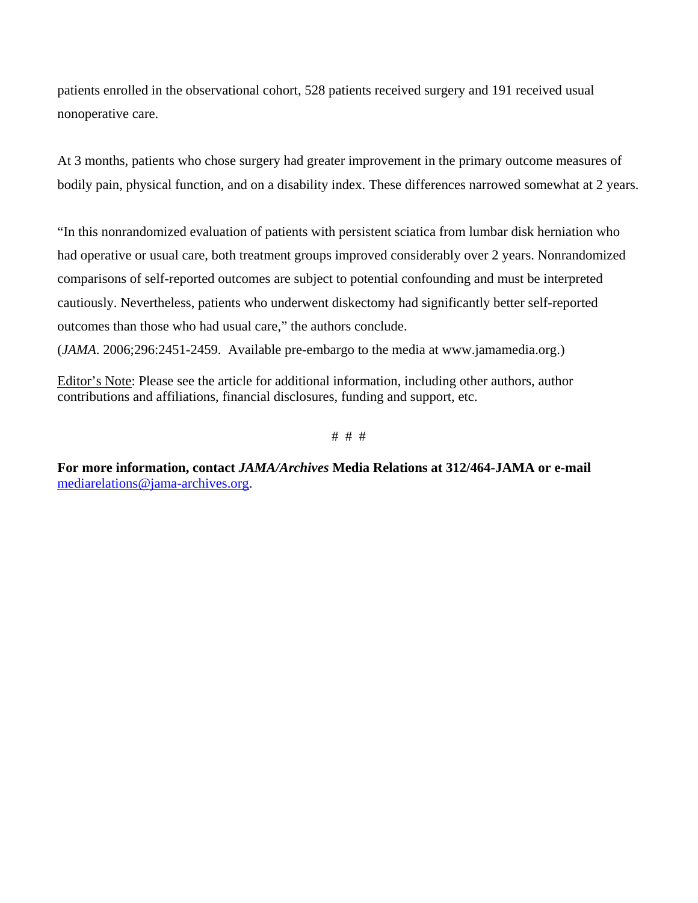patients enrolled in the observational cohort, 528 patients received surgery and 191 received usual nonoperative care.

At 3 months, patients who chose surgery had greater improvement in the primary outcome measures of bodily pain, physical function, and on a disability index. These differences narrowed somewhat at 2 years.

"In this nonrandomized evaluation of patients with persistent sciatica from lumbar disk herniation who had operative or usual care, both treatment groups improved considerably over 2 years. Nonrandomized comparisons of self-reported outcomes are subject to potential confounding and must be interpreted cautiously. Nevertheless, patients who underwent diskectomy had significantly better self-reported outcomes than those who had usual care," the authors conclude.
(*JAMA*. 2006;296:2451-2459. Available pre-embargo to the media at www.jamamedia.org.)

Editor's Note: Please see the article for additional information, including other authors, author contributions and affiliations, financial disclosures, funding and support, etc.

# # #

**For more information, contact *JAMA/Archives* Media Relations at 312/464-JAMA or e-mail** mediarelations@jama-archives.org.